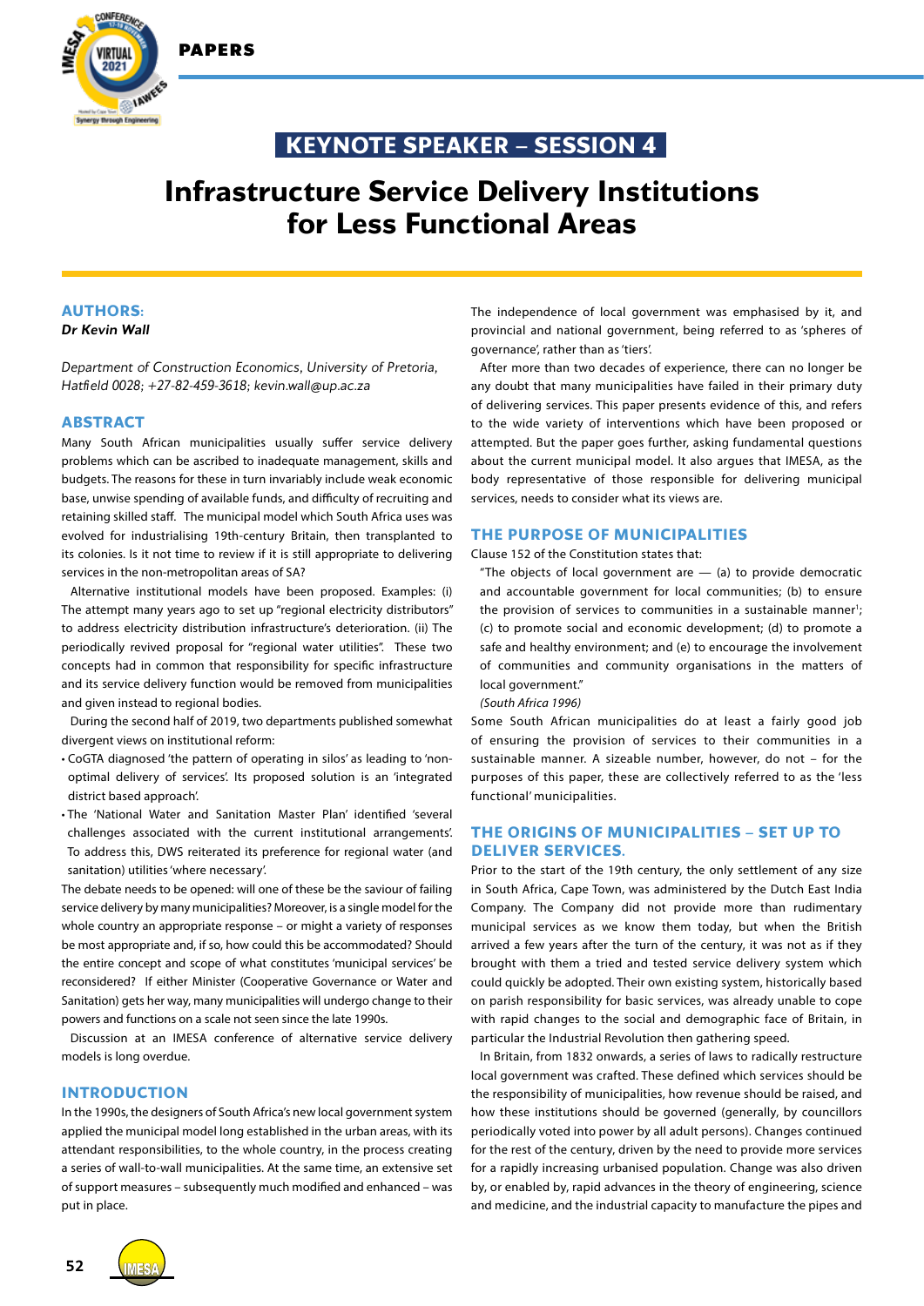KEYNOTE SPEAKER – SESSION 4

# Infrastructure Service Delivery Institutions for Less Functional Areas

## AUTHORS:

***Dr Kevin Wall***

*Department of Construction Economics, University of Pretoria, Hatfield 0028; +27-82-459-3618; kevin.wall@up.ac.za*

## ABSTRACT

Many South African municipalities usually suffer service delivery problems which can be ascribed to inadequate management, skills and budgets. The reasons for these in turn invariably include weak economic base, unwise spending of available funds, and difficulty of recruiting and retaining skilled staff. The municipal model which South Africa uses was evolved for industrialising 19th-century Britain, then transplanted to its colonies. Is it not time to review if it is still appropriate to delivering services in the non-metropolitan areas of SA?

Alternative institutional models have been proposed. Examples: (i) The attempt many years ago to set up "regional electricity distributors" to address electricity distribution infrastructure's deterioration. (ii) The periodically revived proposal for "regional water utilities". These two concepts had in common that responsibility for specific infrastructure and its service delivery function would be removed from municipalities and given instead to regional bodies.

During the second half of 2019, two departments published somewhat divergent views on institutional reform:

- CoGTA diagnosed 'the pattern of operating in silos' as leading to 'non-optimal delivery of services'. Its proposed solution is an 'integrated district based approach'.
- The 'National Water and Sanitation Master Plan' identified 'several challenges associated with the current institutional arrangements'. To address this, DWS reiterated its preference for regional water (and sanitation) utilities 'where necessary'.

The debate needs to be opened: will one of these be the saviour of failing service delivery by many municipalities? Moreover, is a single model for the whole country an appropriate response – or might a variety of responses be most appropriate and, if so, how could this be accommodated? Should the entire concept and scope of what constitutes 'municipal services' be reconsidered? If either Minister (Cooperative Governance or Water and Sanitation) gets her way, many municipalities will undergo change to their powers and functions on a scale not seen since the late 1990s.

Discussion at an IMESA conference of alternative service delivery models is long overdue.

## INTRODUCTION

In the 1990s, the designers of South Africa's new local government system applied the municipal model long established in the urban areas, with its attendant responsibilities, to the whole country, in the process creating a series of wall-to-wall municipalities. At the same time, an extensive set of support measures – subsequently much modified and enhanced – was put in place.

The independence of local government was emphasised by it, and provincial and national government, being referred to as 'spheres of governance', rather than as 'tiers'.

After more than two decades of experience, there can no longer be any doubt that many municipalities have failed in their primary duty of delivering services. This paper presents evidence of this, and refers to the wide variety of interventions which have been proposed or attempted. But the paper goes further, asking fundamental questions about the current municipal model. It also argues that IMESA, as the body representative of those responsible for delivering municipal services, needs to consider what its views are.

## THE PURPOSE OF MUNICIPALITIES

Clause 152 of the Constitution states that:

> "The objects of local government are — (a) to provide democratic and accountable government for local communities; (b) to ensure the provision of services to communities in a sustainable manner[1]; (c) to promote social and economic development; (d) to promote a safe and healthy environment; and (e) to encourage the involvement of communities and community organisations in the matters of local government."
>
> *(South Africa 1996)*

Some South African municipalities do at least a fairly good job of ensuring the provision of services to their communities in a sustainable manner. A sizeable number, however, do not – for the purposes of this paper, these are collectively referred to as the 'less functional' municipalities.

## THE ORIGINS OF MUNICIPALITIES – SET UP TO DELIVER SERVICES.

Prior to the start of the 19th century, the only settlement of any size in South Africa, Cape Town, was administered by the Dutch East India Company. The Company did not provide more than rudimentary municipal services as we know them today, but when the British arrived a few years after the turn of the century, it was not as if they brought with them a tried and tested service delivery system which could quickly be adopted. Their own existing system, historically based on parish responsibility for basic services, was already unable to cope with rapid changes to the social and demographic face of Britain, in particular the Industrial Revolution then gathering speed.

In Britain, from 1832 onwards, a series of laws to radically restructure local government was crafted. These defined which services should be the responsibility of municipalities, how revenue should be raised, and how these institutions should be governed (generally, by councillors periodically voted into power by all adult persons). Changes continued for the rest of the century, driven by the need to provide more services for a rapidly increasing urbanised population. Change was also driven by, or enabled by, rapid advances in the theory of engineering, science and medicine, and the industrial capacity to manufacture the pipes and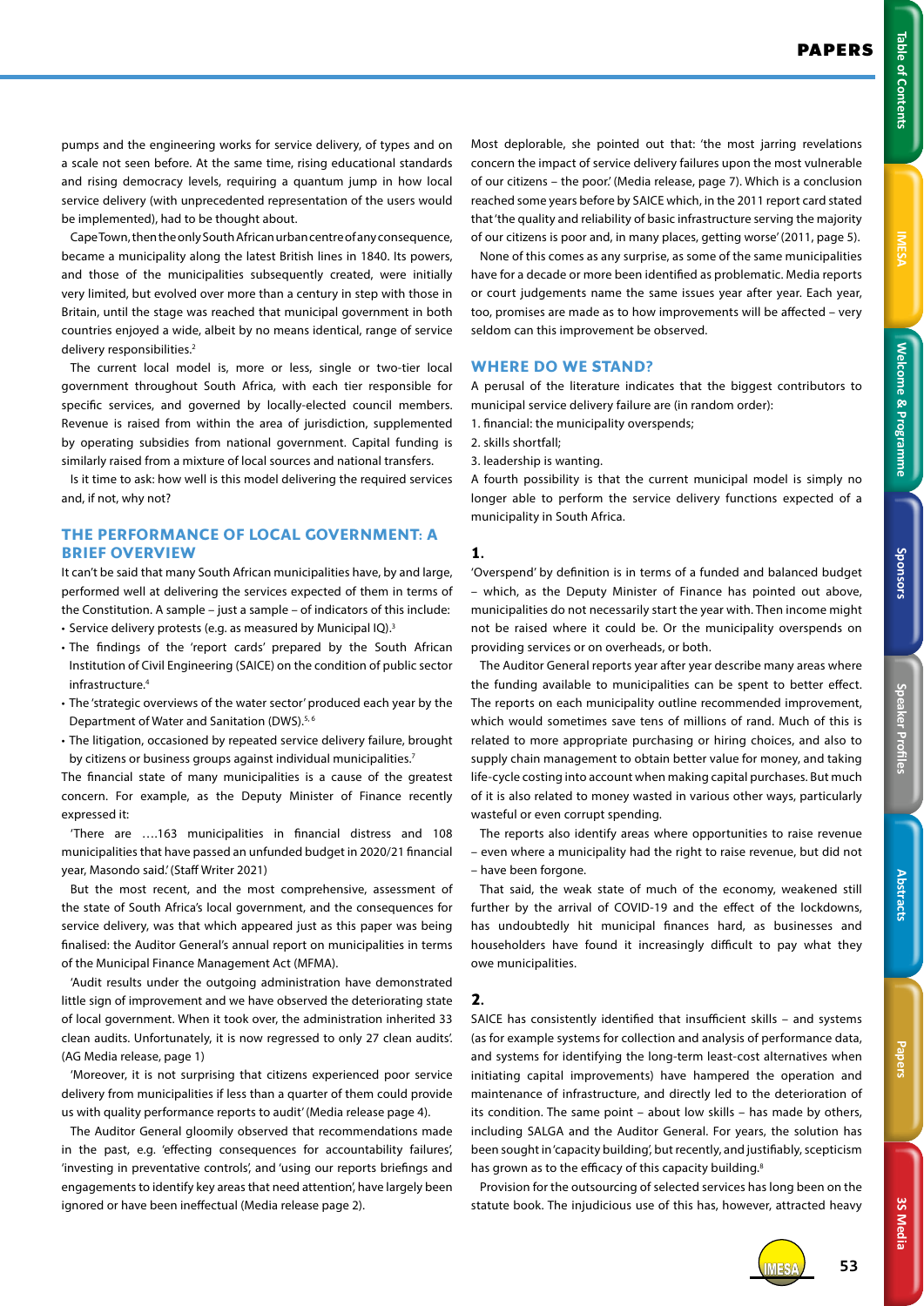pumps and the engineering works for service delivery, of types and on a scale not seen before. At the same time, rising educational standards and rising democracy levels, requiring a quantum jump in how local service delivery (with unprecedented representation of the users would be implemented), had to be thought about.

Cape Town, then the only South African urban centre of any consequence, became a municipality along the latest British lines in 1840. Its powers, and those of the municipalities subsequently created, were initially very limited, but evolved over more than a century in step with those in Britain, until the stage was reached that municipal government in both countries enjoyed a wide, albeit by no means identical, range of service delivery responsibilities.[2]

The current local model is, more or less, single or two-tier local government throughout South Africa, with each tier responsible for specific services, and governed by locally-elected council members. Revenue is raised from within the area of jurisdiction, supplemented by operating subsidies from national government. Capital funding is similarly raised from a mixture of local sources and national transfers.

Is it time to ask: how well is this model delivering the required services and, if not, why not?

## THE PERFORMANCE OF LOCAL GOVERNMENT: A BRIEF OVERVIEW

It can't be said that many South African municipalities have, by and large, performed well at delivering the services expected of them in terms of the Constitution. A sample – just a sample – of indicators of this include:

- Service delivery protests (e.g. as measured by Municipal IQ).[3]
- The findings of the 'report cards' prepared by the South African Institution of Civil Engineering (SAICE) on the condition of public sector infrastructure.[4]
- The 'strategic overviews of the water sector' produced each year by the Department of Water and Sanitation (DWS).[5, 6]
- The litigation, occasioned by repeated service delivery failure, brought by citizens or business groups against individual municipalities.[7]

The financial state of many municipalities is a cause of the greatest concern. For example, as the Deputy Minister of Finance recently expressed it:

'There are ….163 municipalities in financial distress and 108 municipalities that have passed an unfunded budget in 2020/21 financial year, Masondo said.' (Staff Writer 2021)

But the most recent, and the most comprehensive, assessment of the state of South Africa's local government, and the consequences for service delivery, was that which appeared just as this paper was being finalised: the Auditor General's annual report on municipalities in terms of the Municipal Finance Management Act (MFMA).

'Audit results under the outgoing administration have demonstrated little sign of improvement and we have observed the deteriorating state of local government. When it took over, the administration inherited 33 clean audits. Unfortunately, it is now regressed to only 27 clean audits'. (AG Media release, page 1)

'Moreover, it is not surprising that citizens experienced poor service delivery from municipalities if less than a quarter of them could provide us with quality performance reports to audit' (Media release page 4).

The Auditor General gloomily observed that recommendations made in the past, e.g. 'effecting consequences for accountability failures', 'investing in preventative controls', and 'using our reports briefings and engagements to identify key areas that need attention', have largely been ignored or have been ineffectual (Media release page 2).

Most deplorable, she pointed out that: 'the most jarring revelations concern the impact of service delivery failures upon the most vulnerable of our citizens – the poor.' (Media release, page 7). Which is a conclusion reached some years before by SAICE which, in the 2011 report card stated that 'the quality and reliability of basic infrastructure serving the majority of our citizens is poor and, in many places, getting worse' (2011, page 5).

None of this comes as any surprise, as some of the same municipalities have for a decade or more been identified as problematic. Media reports or court judgements name the same issues year after year. Each year, too, promises are made as to how improvements will be affected – very seldom can this improvement be observed.

## WHERE DO WE STAND?

A perusal of the literature indicates that the biggest contributors to municipal service delivery failure are (in random order):

1. financial: the municipality overspends;
2. skills shortfall;
3. leadership is wanting.

A fourth possibility is that the current municipal model is simply no longer able to perform the service delivery functions expected of a municipality in South Africa.

### 1.

'Overspend' by definition is in terms of a funded and balanced budget – which, as the Deputy Minister of Finance has pointed out above, municipalities do not necessarily start the year with. Then income might not be raised where it could be. Or the municipality overspends on providing services or on overheads, or both.

The Auditor General reports year after year describe many areas where the funding available to municipalities can be spent to better effect. The reports on each municipality outline recommended improvement, which would sometimes save tens of millions of rand. Much of this is related to more appropriate purchasing or hiring choices, and also to supply chain management to obtain better value for money, and taking life-cycle costing into account when making capital purchases. But much of it is also related to money wasted in various other ways, particularly wasteful or even corrupt spending.

The reports also identify areas where opportunities to raise revenue – even where a municipality had the right to raise revenue, but did not – have been forgone.

That said, the weak state of much of the economy, weakened still further by the arrival of COVID-19 and the effect of the lockdowns, has undoubtedly hit municipal finances hard, as businesses and householders have found it increasingly difficult to pay what they owe municipalities.

### 2.

SAICE has consistently identified that insufficient skills – and systems (as for example systems for collection and analysis of performance data, and systems for identifying the long-term least-cost alternatives when initiating capital improvements) have hampered the operation and maintenance of infrastructure, and directly led to the deterioration of its condition. The same point – about low skills – has made by others, including SALGA and the Auditor General. For years, the solution has been sought in 'capacity building', but recently, and justifiably, scepticism has grown as to the efficacy of this capacity building.[8]

Provision for the outsourcing of selected services has long been on the statute book. The injudicious use of this has, however, attracted heavy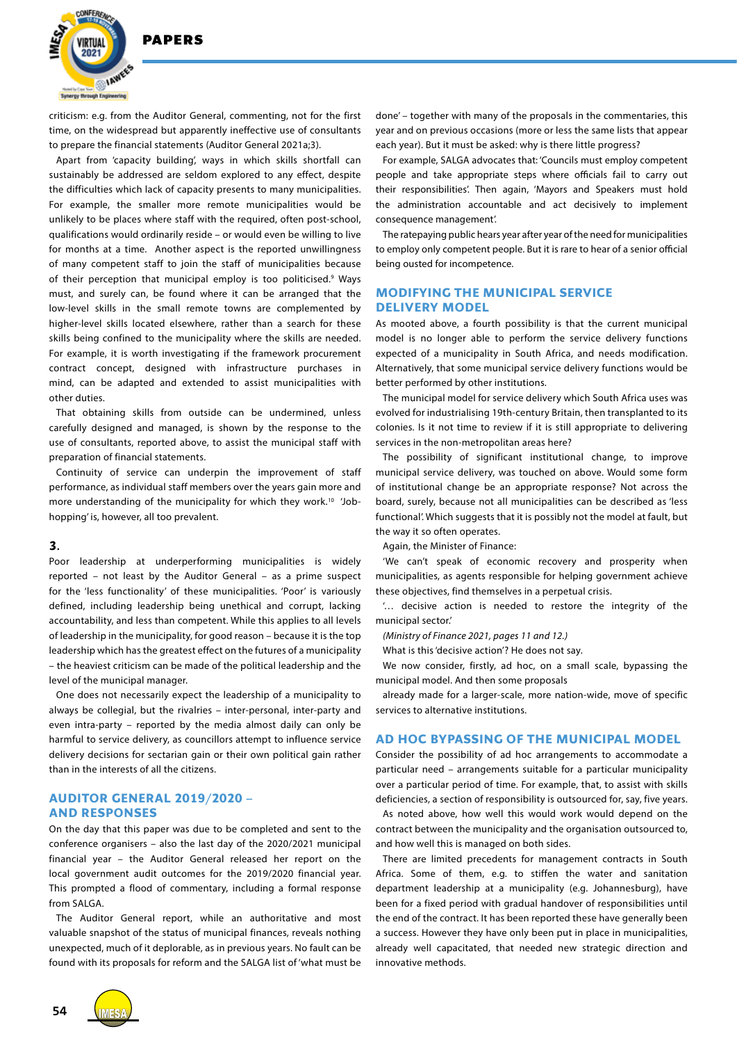criticism: e.g. from the Auditor General, commenting, not for the first time, on the widespread but apparently ineffective use of consultants to prepare the financial statements (Auditor General 2021a;3).

Apart from 'capacity building', ways in which skills shortfall can sustainably be addressed are seldom explored to any effect, despite the difficulties which lack of capacity presents to many municipalities. For example, the smaller more remote municipalities would be unlikely to be places where staff with the required, often post-school, qualifications would ordinarily reside – or would even be willing to live for months at a time. Another aspect is the reported unwillingness of many competent staff to join the staff of municipalities because of their perception that municipal employ is too politicised.[9] Ways must, and surely can, be found where it can be arranged that the low-level skills in the small remote towns are complemented by higher-level skills located elsewhere, rather than a search for these skills being confined to the municipality where the skills are needed. For example, it is worth investigating if the framework procurement contract concept, designed with infrastructure purchases in mind, can be adapted and extended to assist municipalities with other duties.

That obtaining skills from outside can be undermined, unless carefully designed and managed, is shown by the response to the use of consultants, reported above, to assist the municipal staff with preparation of financial statements.

Continuity of service can underpin the improvement of staff performance, as individual staff members over the years gain more and more understanding of the municipality for which they work.[10] 'Job-hopping' is, however, all too prevalent.

### 3.

Poor leadership at underperforming municipalities is widely reported – not least by the Auditor General – as a prime suspect for the 'less functionality' of these municipalities. 'Poor' is variously defined, including leadership being unethical and corrupt, lacking accountability, and less than competent. While this applies to all levels of leadership in the municipality, for good reason – because it is the top leadership which has the greatest effect on the futures of a municipality – the heaviest criticism can be made of the political leadership and the level of the municipal manager.

One does not necessarily expect the leadership of a municipality to always be collegial, but the rivalries – inter-personal, inter-party and even intra-party – reported by the media almost daily can only be harmful to service delivery, as councillors attempt to influence service delivery decisions for sectarian gain or their own political gain rather than in the interests of all the citizens.

## AUDITOR GENERAL 2019/2020 – AND RESPONSES

On the day that this paper was due to be completed and sent to the conference organisers – also the last day of the 2020/2021 municipal financial year – the Auditor General released her report on the local government audit outcomes for the 2019/2020 financial year. This prompted a flood of commentary, including a formal response from SALGA.

The Auditor General report, while an authoritative and most valuable snapshot of the status of municipal finances, reveals nothing unexpected, much of it deplorable, as in previous years. No fault can be found with its proposals for reform and the SALGA list of 'what must be done' – together with many of the proposals in the commentaries, this year and on previous occasions (more or less the same lists that appear each year). But it must be asked: why is there little progress?

For example, SALGA advocates that: 'Councils must employ competent people and take appropriate steps where officials fail to carry out their responsibilities'. Then again, 'Mayors and Speakers must hold the administration accountable and act decisively to implement consequence management'.

The ratepaying public hears year after year of the need for municipalities to employ only competent people. But it is rare to hear of a senior official being ousted for incompetence.

## MODIFYING THE MUNICIPAL SERVICE DELIVERY MODEL

As mooted above, a fourth possibility is that the current municipal model is no longer able to perform the service delivery functions expected of a municipality in South Africa, and needs modification. Alternatively, that some municipal service delivery functions would be better performed by other institutions.

The municipal model for service delivery which South Africa uses was evolved for industrialising 19th-century Britain, then transplanted to its colonies. Is it not time to review if it is still appropriate to delivering services in the non-metropolitan areas here?

The possibility of significant institutional change, to improve municipal service delivery, was touched on above. Would some form of institutional change be an appropriate response? Not across the board, surely, because not all municipalities can be described as 'less functional'. Which suggests that it is possibly not the model at fault, but the way it so often operates.

Again, the Minister of Finance:

'We can't speak of economic recovery and prosperity when municipalities, as agents responsible for helping government achieve these objectives, find themselves in a perpetual crisis.

'… decisive action is needed to restore the integrity of the municipal sector.'

*(Ministry of Finance 2021, pages 11 and 12.)*

What is this 'decisive action'? He does not say.

We now consider, firstly, ad hoc, on a small scale, bypassing the municipal model. And then some proposals

already made for a larger-scale, more nation-wide, move of specific services to alternative institutions.

## AD HOC BYPASSING OF THE MUNICIPAL MODEL

Consider the possibility of ad hoc arrangements to accommodate a particular need – arrangements suitable for a particular municipality over a particular period of time. For example, to assist with skills deficiencies, a section of responsibility is outsourced for, say, five years.

As noted above, how well this would work would depend on the contract between the municipality and the organisation outsourced to, and how well this is managed on both sides.

There are limited precedents for management contracts in South Africa. Some of them, e.g. to stiffen the water and sanitation department leadership at a municipality (e.g. Johannesburg), have been for a fixed period with gradual handover of responsibilities until the end of the contract. It has been reported these have generally been a success. However they have only been put in place in municipalities, already well capacitated, that needed new strategic direction and innovative methods.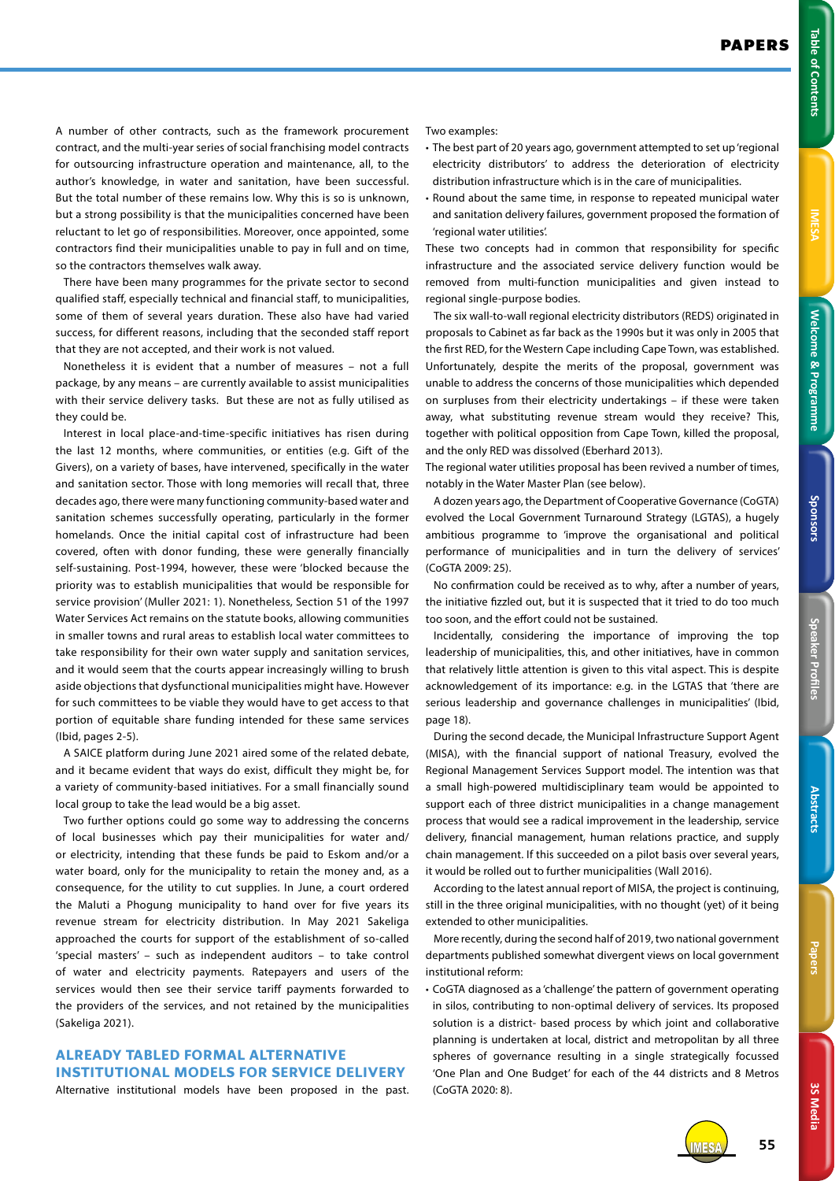A number of other contracts, such as the framework procurement contract, and the multi-year series of social franchising model contracts for outsourcing infrastructure operation and maintenance, all, to the author's knowledge, in water and sanitation, have been successful. But the total number of these remains low. Why this is so is unknown, but a strong possibility is that the municipalities concerned have been reluctant to let go of responsibilities. Moreover, once appointed, some contractors find their municipalities unable to pay in full and on time, so the contractors themselves walk away.

There have been many programmes for the private sector to second qualified staff, especially technical and financial staff, to municipalities, some of them of several years duration. These also have had varied success, for different reasons, including that the seconded staff report that they are not accepted, and their work is not valued.

Nonetheless it is evident that a number of measures – not a full package, by any means – are currently available to assist municipalities with their service delivery tasks. But these are not as fully utilised as they could be.

Interest in local place-and-time-specific initiatives has risen during the last 12 months, where communities, or entities (e.g. Gift of the Givers), on a variety of bases, have intervened, specifically in the water and sanitation sector. Those with long memories will recall that, three decades ago, there were many functioning community-based water and sanitation schemes successfully operating, particularly in the former homelands. Once the initial capital cost of infrastructure had been covered, often with donor funding, these were generally financially self-sustaining. Post-1994, however, these were 'blocked because the priority was to establish municipalities that would be responsible for service provision' (Muller 2021: 1). Nonetheless, Section 51 of the 1997 Water Services Act remains on the statute books, allowing communities in smaller towns and rural areas to establish local water committees to take responsibility for their own water supply and sanitation services, and it would seem that the courts appear increasingly willing to brush aside objections that dysfunctional municipalities might have. However for such committees to be viable they would have to get access to that portion of equitable share funding intended for these same services (Ibid, pages 2-5).

A SAICE platform during June 2021 aired some of the related debate, and it became evident that ways do exist, difficult they might be, for a variety of community-based initiatives. For a small financially sound local group to take the lead would be a big asset.

Two further options could go some way to addressing the concerns of local businesses which pay their municipalities for water and/or electricity, intending that these funds be paid to Eskom and/or a water board, only for the municipality to retain the money and, as a consequence, for the utility to cut supplies. In June, a court ordered the Maluti a Phogung municipality to hand over for five years its revenue stream for electricity distribution. In May 2021 Sakeliga approached the courts for support of the establishment of so-called 'special masters' – such as independent auditors – to take control of water and electricity payments. Ratepayers and users of the services would then see their service tariff payments forwarded to the providers of the services, and not retained by the municipalities (Sakeliga 2021).

## ALREADY TABLED FORMAL ALTERNATIVE INSTITUTIONAL MODELS FOR SERVICE DELIVERY

Alternative institutional models have been proposed in the past. Two examples:

- The best part of 20 years ago, government attempted to set up 'regional electricity distributors' to address the deterioration of electricity distribution infrastructure which is in the care of municipalities.
- Round about the same time, in response to repeated municipal water and sanitation delivery failures, government proposed the formation of 'regional water utilities'.

These two concepts had in common that responsibility for specific infrastructure and the associated service delivery function would be removed from multi-function municipalities and given instead to regional single-purpose bodies.

The six wall-to-wall regional electricity distributors (REDS) originated in proposals to Cabinet as far back as the 1990s but it was only in 2005 that the first RED, for the Western Cape including Cape Town, was established. Unfortunately, despite the merits of the proposal, government was unable to address the concerns of those municipalities which depended on surpluses from their electricity undertakings – if these were taken away, what substituting revenue stream would they receive? This, together with political opposition from Cape Town, killed the proposal, and the only RED was dissolved (Eberhard 2013).

The regional water utilities proposal has been revived a number of times, notably in the Water Master Plan (see below).

A dozen years ago, the Department of Cooperative Governance (CoGTA) evolved the Local Government Turnaround Strategy (LGTAS), a hugely ambitious programme to 'improve the organisational and political performance of municipalities and in turn the delivery of services' (CoGTA 2009: 25).

No confirmation could be received as to why, after a number of years, the initiative fizzled out, but it is suspected that it tried to do too much too soon, and the effort could not be sustained.

Incidentally, considering the importance of improving the top leadership of municipalities, this, and other initiatives, have in common that relatively little attention is given to this vital aspect. This is despite acknowledgement of its importance: e.g. in the LGTAS that 'there are serious leadership and governance challenges in municipalities' (Ibid, page 18).

During the second decade, the Municipal Infrastructure Support Agent (MISA), with the financial support of national Treasury, evolved the Regional Management Services Support model. The intention was that a small high-powered multidisciplinary team would be appointed to support each of three district municipalities in a change management process that would see a radical improvement in the leadership, service delivery, financial management, human relations practice, and supply chain management. If this succeeded on a pilot basis over several years, it would be rolled out to further municipalities (Wall 2016).

According to the latest annual report of MISA, the project is continuing, still in the three original municipalities, with no thought (yet) of it being extended to other municipalities.

More recently, during the second half of 2019, two national government departments published somewhat divergent views on local government institutional reform:

- CoGTA diagnosed as a 'challenge' the pattern of government operating in silos, contributing to non-optimal delivery of services. Its proposed solution is a district- based process by which joint and collaborative planning is undertaken at local, district and metropolitan by all three spheres of governance resulting in a single strategically focussed 'One Plan and One Budget' for each of the 44 districts and 8 Metros (CoGTA 2020: 8).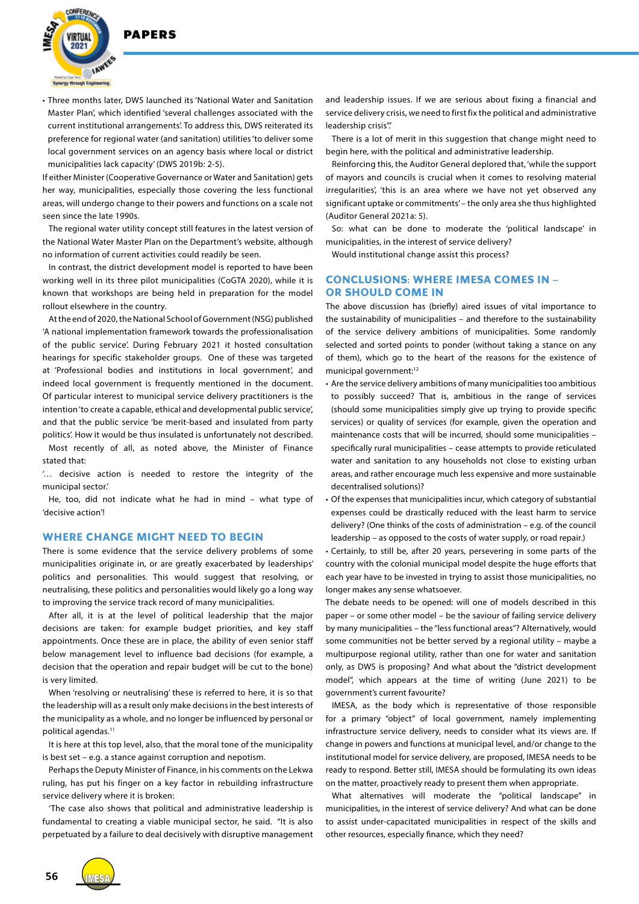- Three months later, DWS launched its 'National Water and Sanitation Master Plan', which identified 'several challenges associated with the current institutional arrangements'. To address this, DWS reiterated its preference for regional water (and sanitation) utilities 'to deliver some local government services on an agency basis where local or district municipalities lack capacity' (DWS 2019b: 2-5).

If either Minister (Cooperative Governance or Water and Sanitation) gets her way, municipalities, especially those covering the less functional areas, will undergo change to their powers and functions on a scale not seen since the late 1990s.

The regional water utility concept still features in the latest version of the National Water Master Plan on the Department's website, although no information of current activities could readily be seen.

In contrast, the district development model is reported to have been working well in its three pilot municipalities (CoGTA 2020), while it is known that workshops are being held in preparation for the model rollout elsewhere in the country.

At the end of 2020, the National School of Government (NSG) published 'A national implementation framework towards the professionalisation of the public service'. During February 2021 it hosted consultation hearings for specific stakeholder groups. One of these was targeted at 'Professional bodies and institutions in local government', and indeed local government is frequently mentioned in the document. Of particular interest to municipal service delivery practitioners is the intention 'to create a capable, ethical and developmental public service', and that the public service 'be merit-based and insulated from party politics'. How it would be thus insulated is unfortunately not described.

Most recently of all, as noted above, the Minister of Finance stated that:

'… decisive action is needed to restore the integrity of the municipal sector.'

He, too, did not indicate what he had in mind – what type of 'decisive action'!

## WHERE CHANGE MIGHT NEED TO BEGIN

There is some evidence that the service delivery problems of some municipalities originate in, or are greatly exacerbated by leaderships' politics and personalities. This would suggest that resolving, or neutralising, these politics and personalities would likely go a long way to improving the service track record of many municipalities.

After all, it is at the level of political leadership that the major decisions are taken: for example budget priorities, and key staff appointments. Once these are in place, the ability of even senior staff below management level to influence bad decisions (for example, a decision that the operation and repair budget will be cut to the bone) is very limited.

When 'resolving or neutralising' these is referred to here, it is so that the leadership will as a result only make decisions in the best interests of the municipality as a whole, and no longer be influenced by personal or political agendas.[11]

It is here at this top level, also, that the moral tone of the municipality is best set – e.g. a stance against corruption and nepotism.

Perhaps the Deputy Minister of Finance, in his comments on the Lekwa ruling, has put his finger on a key factor in rebuilding infrastructure service delivery where it is broken:

'The case also shows that political and administrative leadership is fundamental to creating a viable municipal sector, he said. "It is also perpetuated by a failure to deal decisively with disruptive management and leadership issues. If we are serious about fixing a financial and service delivery crisis, we need to first fix the political and administrative leadership crisis".'

There is a lot of merit in this suggestion that change might need to begin here, with the political and administrative leadership.

Reinforcing this, the Auditor General deplored that, 'while the support of mayors and councils is crucial when it comes to resolving material irregularities', 'this is an area where we have not yet observed any significant uptake or commitments' – the only area she thus highlighted (Auditor General 2021a: 5).

So: what can be done to moderate the 'political landscape' in municipalities, in the interest of service delivery?

Would institutional change assist this process?

## CONCLUSIONS: WHERE IMESA COMES IN – OR SHOULD COME IN

The above discussion has (briefly) aired issues of vital importance to the sustainability of municipalities – and therefore to the sustainability of the service delivery ambitions of municipalities. Some randomly selected and sorted points to ponder (without taking a stance on any of them), which go to the heart of the reasons for the existence of municipal government:[12]

- Are the service delivery ambitions of many municipalities too ambitious to possibly succeed? That is, ambitious in the range of services (should some municipalities simply give up trying to provide specific services) or quality of services (for example, given the operation and maintenance costs that will be incurred, should some municipalities – specifically rural municipalities – cease attempts to provide reticulated water and sanitation to any households not close to existing urban areas, and rather encourage much less expensive and more sustainable decentralised solutions)?
- Of the expenses that municipalities incur, which category of substantial expenses could be drastically reduced with the least harm to service delivery? (One thinks of the costs of administration – e.g. of the council leadership – as opposed to the costs of water supply, or road repair.)
- Certainly, to still be, after 20 years, persevering in some parts of the country with the colonial municipal model despite the huge efforts that each year have to be invested in trying to assist those municipalities, no longer makes any sense whatsoever.

The debate needs to be opened: will one of models described in this paper – or some other model – be the saviour of failing service delivery by many municipalities – the "less functional areas"? Alternatively, would some communities not be better served by a regional utility – maybe a multipurpose regional utility, rather than one for water and sanitation only, as DWS is proposing? And what about the "district development model", which appears at the time of writing (June 2021) to be government's current favourite?

IMESA, as the body which is representative of those responsible for a primary "object" of local government, namely implementing infrastructure service delivery, needs to consider what its views are. If change in powers and functions at municipal level, and/or change to the institutional model for service delivery, are proposed, IMESA needs to be ready to respond. Better still, IMESA should be formulating its own ideas on the matter, proactively ready to present them when appropriate.

What alternatives will moderate the "political landscape" in municipalities, in the interest of service delivery? And what can be done to assist under-capacitated municipalities in respect of the skills and other resources, especially finance, which they need?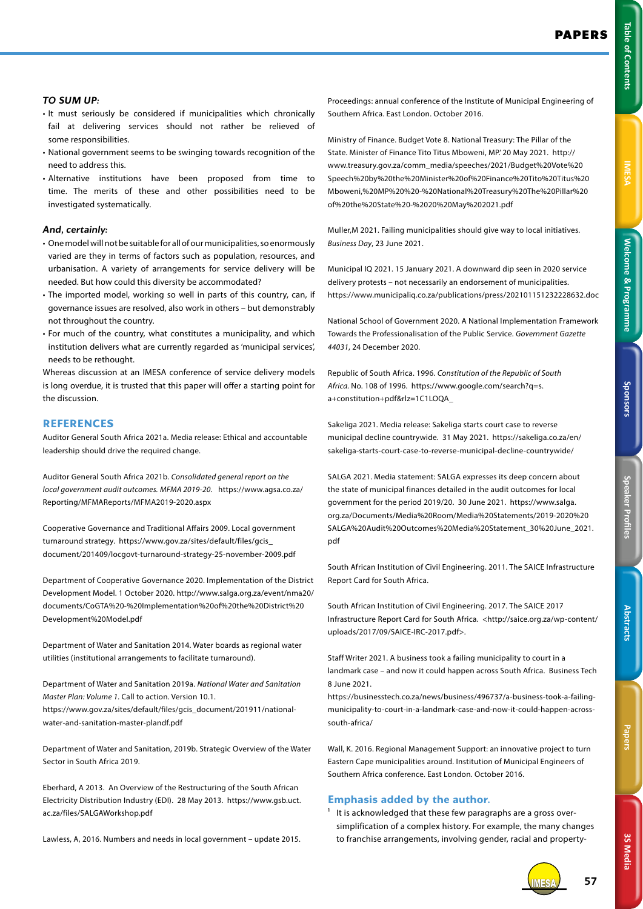***TO SUM UP:***

- It must seriously be considered if municipalities which chronically fail at delivering services should not rather be relieved of some responsibilities.
- National government seems to be swinging towards recognition of the need to address this.
- Alternative institutions have been proposed from time to time. The merits of these and other possibilities need to be investigated systematically.

***And, certainly:***

- One model will not be suitable for all of our municipalities, so enormously varied are they in terms of factors such as population, resources, and urbanisation. A variety of arrangements for service delivery will be needed. But how could this diversity be accommodated?
- The imported model, working so well in parts of this country, can, if governance issues are resolved, also work in others – but demonstrably not throughout the country.
- For much of the country, what constitutes a municipality, and which institution delivers what are currently regarded as 'municipal services', needs to be rethought.

Whereas discussion at an IMESA conference of service delivery models is long overdue, it is trusted that this paper will offer a starting point for the discussion.

## REFERENCES

Auditor General South Africa 2021a. Media release: Ethical and accountable leadership should drive the required change.

Auditor General South Africa 2021b. *Consolidated general report on the local government audit outcomes. MFMA 2019-20.* https://www.agsa.co.za/Reporting/MFMAReports/MFMA2019-2020.aspx

Cooperative Governance and Traditional Affairs 2009. Local government turnaround strategy. https://www.gov.za/sites/default/files/gcis_document/201409/locgovt-turnaround-strategy-25-november-2009.pdf

Department of Cooperative Governance 2020. Implementation of the District Development Model. 1 October 2020. http://www.salga.org.za/event/nma20/documents/CoGTA%20-%20Implementation%20of%20the%20District%20Development%20Model.pdf

Department of Water and Sanitation 2014. Water boards as regional water utilities (institutional arrangements to facilitate turnaround).

Department of Water and Sanitation 2019a. *National Water and Sanitation Master Plan: Volume 1*. Call to action. Version 10.1. https://www.gov.za/sites/default/files/gcis_document/201911/national-water-and-sanitation-master-plandf.pdf

Department of Water and Sanitation, 2019b. Strategic Overview of the Water Sector in South Africa 2019.

Eberhard, A 2013. An Overview of the Restructuring of the South African Electricity Distribution Industry (EDI). 28 May 2013. https://www.gsb.uct.ac.za/files/SALGAWorkshop.pdf

Lawless, A, 2016. Numbers and needs in local government – update 2015. Proceedings: annual conference of the Institute of Municipal Engineering of Southern Africa. East London. October 2016.

Ministry of Finance. Budget Vote 8. National Treasury: The Pillar of the State. Minister of Finance Tito Titus Mboweni, MP.' 20 May 2021. http://www.treasury.gov.za/comm_media/speeches/2021/Budget%20Vote%20Speech%20by%20the%20Minister%20of%20Finance%20Tito%20Titus%20Mboweni,%20MP%20%20-%20National%20Treasury%20The%20Pillar%20of%20the%20State%20-%2020%20May%202021.pdf

Muller,M 2021. Failing municipalities should give way to local initiatives. *Business Day*, 23 June 2021.

Municipal IQ 2021. 15 January 2021. A downward dip seen in 2020 service delivery protests – not necessarily an endorsement of municipalities. https://www.municipaliq.co.za/publications/press/202101151232228632.doc

National School of Government 2020. A National Implementation Framework Towards the Professionalisation of the Public Service. *Government Gazette 44031*, 24 December 2020.

Republic of South Africa. 1996. *Constitution of the Republic of South Africa.* No. 108 of 1996. https://www.google.com/search?q=s.a+constitution+pdf&rlz=1C1LOQA_

Sakeliga 2021. Media release: Sakeliga starts court case to reverse municipal decline countrywide. 31 May 2021. https://sakeliga.co.za/en/sakeliga-starts-court-case-to-reverse-municipal-decline-countrywide/

SALGA 2021. Media statement: SALGA expresses its deep concern about the state of municipal finances detailed in the audit outcomes for local government for the period 2019/20. 30 June 2021. https://www.salga.org.za/Documents/Media%20Room/Media%20Statements/2019-2020%20SALGA%20Audit%20Outcomes%20Media%20Statement_30%20June_2021.pdf

South African Institution of Civil Engineering. 2011. The SAICE Infrastructure Report Card for South Africa.

South African Institution of Civil Engineering. 2017. The SAICE 2017 Infrastructure Report Card for South Africa. <http://saice.org.za/wp-content/uploads/2017/09/SAICE-IRC-2017.pdf>.

Staff Writer 2021. A business took a failing municipality to court in a landmark case – and now it could happen across South Africa. Business Tech 8 June 2021. https://businesstech.co.za/news/business/496737/a-business-took-a-failing-municipality-to-court-in-a-landmark-case-and-now-it-could-happen-across-south-africa/

Wall, K. 2016. Regional Management Support: an innovative project to turn Eastern Cape municipalities around. Institution of Municipal Engineers of Southern Africa conference. East London. October 2016.

### Emphasis added by the author.

[1] It is acknowledged that these few paragraphs are a gross over-simplification of a complex history. For example, the many changes to franchise arrangements, involving gender, racial and property-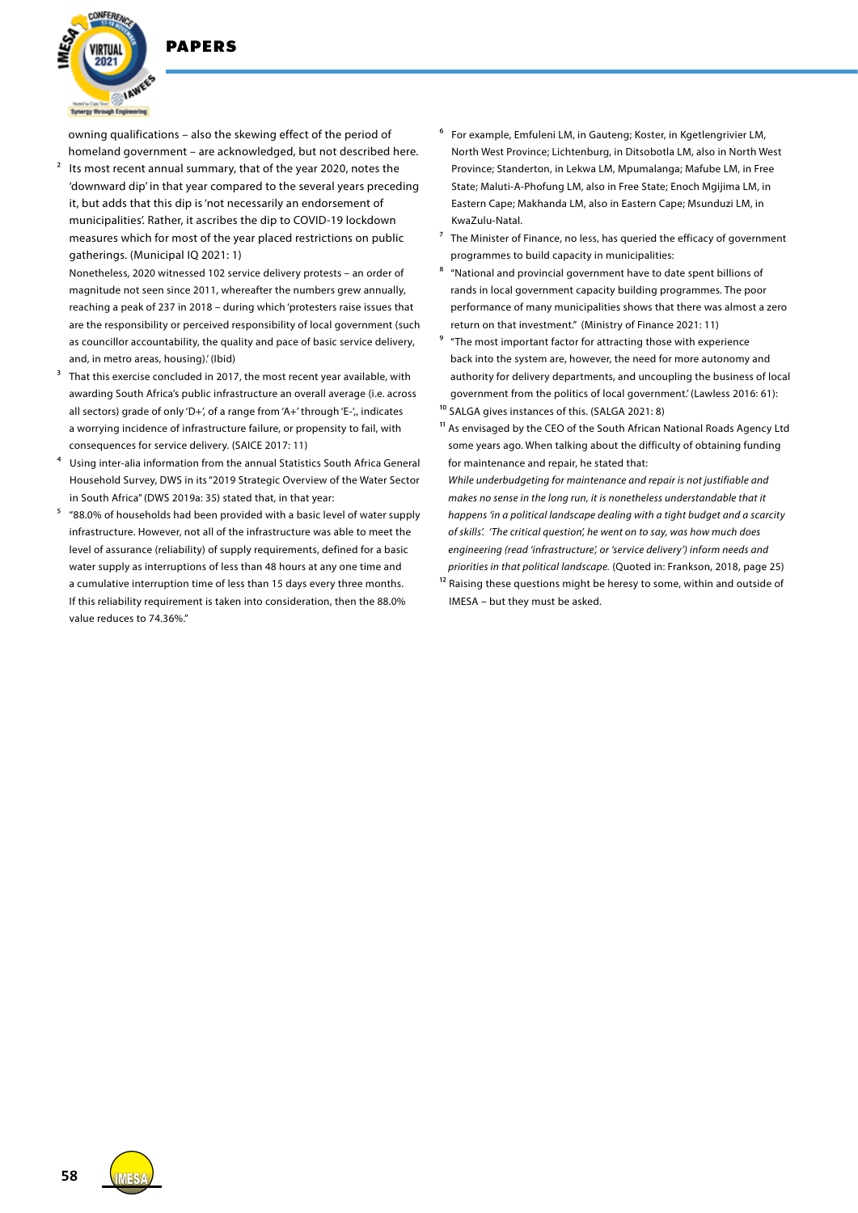owning qualifications – also the skewing effect of the period of homeland government – are acknowledged, but not described here.

[2] Its most recent annual summary, that of the year 2020, notes the 'downward dip' in that year compared to the several years preceding it, but adds that this dip is 'not necessarily an endorsement of municipalities'. Rather, it ascribes the dip to COVID-19 lockdown measures which for most of the year placed restrictions on public gatherings. (Municipal IQ 2021: 1)

Nonetheless, 2020 witnessed 102 service delivery protests – an order of magnitude not seen since 2011, whereafter the numbers grew annually, reaching a peak of 237 in 2018 – during which 'protesters raise issues that are the responsibility or perceived responsibility of local government (such as councillor accountability, the quality and pace of basic service delivery, and, in metro areas, housing).' (Ibid)

[3] That this exercise concluded in 2017, the most recent year available, with awarding South Africa's public infrastructure an overall average (i.e. across all sectors) grade of only 'D+', of a range from 'A+' through 'E-',, indicates a worrying incidence of infrastructure failure, or propensity to fail, with consequences for service delivery. (SAICE 2017: 11)

[4] Using inter-alia information from the annual Statistics South Africa General Household Survey, DWS in its "2019 Strategic Overview of the Water Sector in South Africa" (DWS 2019a: 35) stated that, in that year:

[5] "88.0% of households had been provided with a basic level of water supply infrastructure. However, not all of the infrastructure was able to meet the level of assurance (reliability) of supply requirements, defined for a basic water supply as interruptions of less than 48 hours at any one time and a cumulative interruption time of less than 15 days every three months. If this reliability requirement is taken into consideration, then the 88.0% value reduces to 74.36%."

[6] For example, Emfuleni LM, in Gauteng; Koster, in Kgetlengrivier LM, North West Province; Lichtenburg, in Ditsobotla LM, also in North West Province; Standerton, in Lekwa LM, Mpumalanga; Mafube LM, in Free State; Maluti-A-Phofung LM, also in Free State; Enoch Mgijima LM, in Eastern Cape; Makhanda LM, also in Eastern Cape; Msunduzi LM, in KwaZulu-Natal.

[7] The Minister of Finance, no less, has queried the efficacy of government programmes to build capacity in municipalities:

[8] "National and provincial government have to date spent billions of rands in local government capacity building programmes. The poor performance of many municipalities shows that there was almost a zero return on that investment." (Ministry of Finance 2021: 11)

[9] "The most important factor for attracting those with experience back into the system are, however, the need for more autonomy and authority for delivery departments, and uncoupling the business of local government from the politics of local government.' (Lawless 2016: 61):

[10] SALGA gives instances of this. (SALGA 2021: 8)

[11] As envisaged by the CEO of the South African National Roads Agency Ltd some years ago. When talking about the difficulty of obtaining funding for maintenance and repair, he stated that:

*While underbudgeting for maintenance and repair is not justifiable and makes no sense in the long run, it is nonetheless understandable that it happens 'in a political landscape dealing with a tight budget and a scarcity of skills'. 'The critical question', he went on to say, was how much does engineering (read 'infrastructure', or 'service delivery') inform needs and priorities in that political landscape.* (Quoted in: Frankson, 2018, page 25)

[12] Raising these questions might be heresy to some, within and outside of IMESA – but they must be asked.